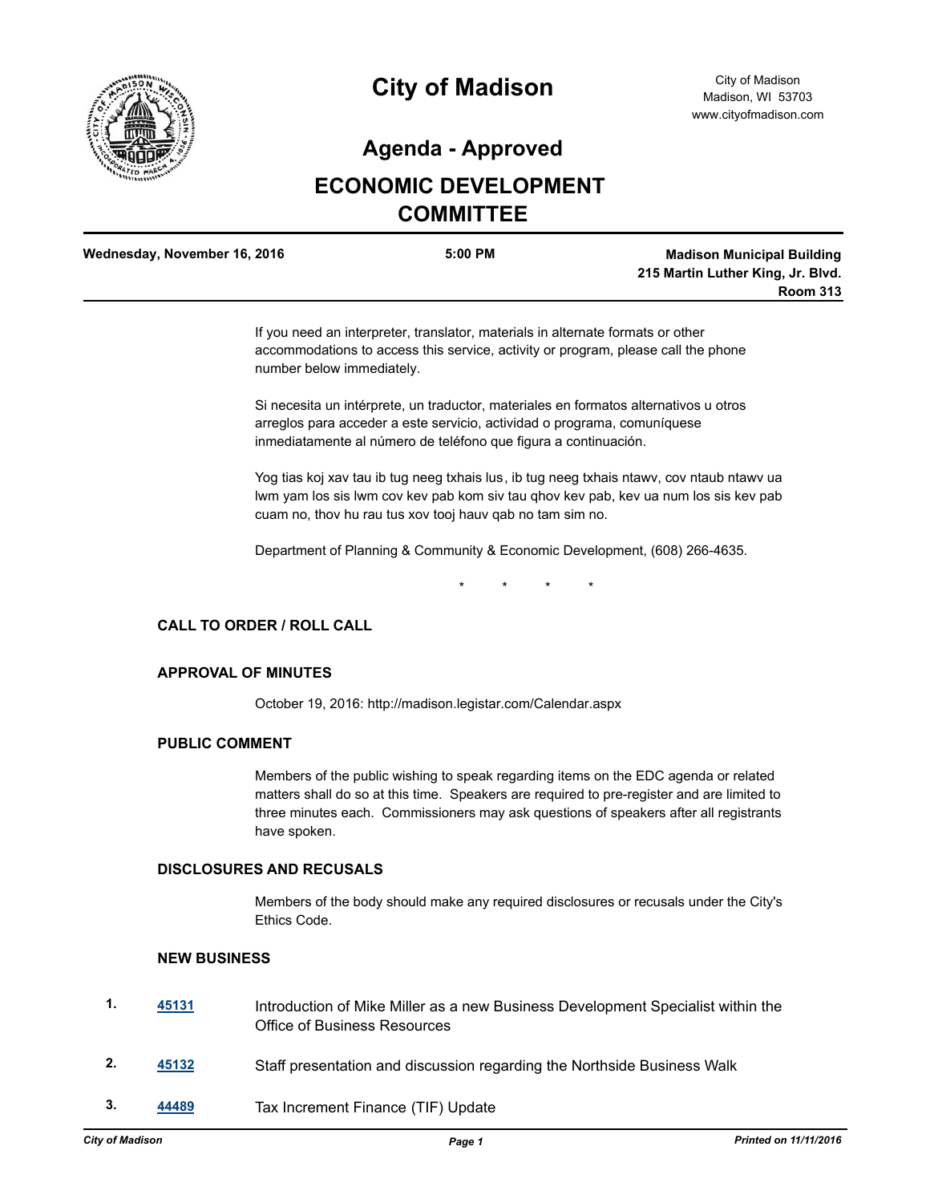# City of Madison

City of Madison
Madison, WI 53703
www.cityofmadison.com

## Agenda - Approved

## ECONOMIC DEVELOPMENT COMMITTEE

**Wednesday, November 16, 2016** | **5:00 PM** | **Madison Municipal Building, 215 Martin Luther King, Jr. Blvd. Room 313**

If you need an interpreter, translator, materials in alternate formats or other accommodations to access this service, activity or program, please call the phone number below immediately.

Si necesita un intérprete, un traductor, materiales en formatos alternativos u otros arreglos para acceder a este servicio, actividad o programa, comuníquese inmediatamente al número de teléfono que figura a continuación.

Yog tias koj xav tau ib tug neeg txhais lus, ib tug neeg txhais ntawv, cov ntaub ntawv ua lwm yam los sis lwm cov kev pab kom siv tau qhov kev pab, kev ua num los sis kev pab cuam no, thov hu rau tus xov tooj hauv qab no tam sim no.

Department of Planning & Community & Economic Development, (608) 266-4635.

\* \* \* \*

### CALL TO ORDER / ROLL CALL

### APPROVAL OF MINUTES

October 19, 2016: http://madison.legistar.com/Calendar.aspx

### PUBLIC COMMENT

Members of the public wishing to speak regarding items on the EDC agenda or related matters shall do so at this time. Speakers are required to pre-register and are limited to three minutes each. Commissioners may ask questions of speakers after all registrants have spoken.

### DISCLOSURES AND RECUSALS

Members of the body should make any required disclosures or recusals under the City's Ethics Code.

### NEW BUSINESS

1. **45131** Introduction of Mike Miller as a new Business Development Specialist within the Office of Business Resources

2. **45132** Staff presentation and discussion regarding the Northside Business Walk

3. **44489** Tax Increment Finance (TIF) Update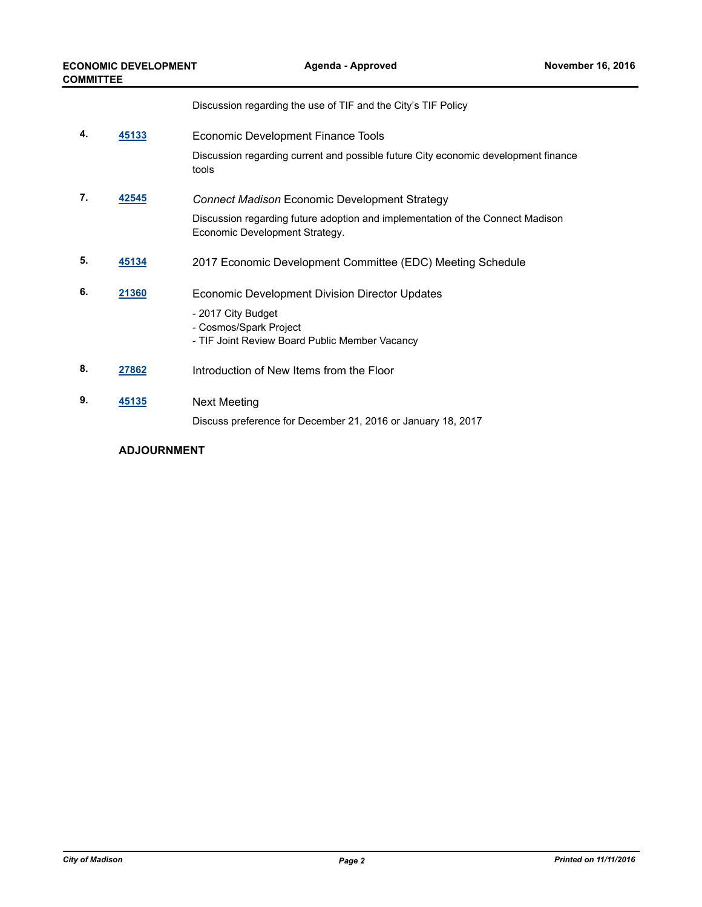Discussion regarding the use of TIF and the City's TIF Policy

**4.** **45133** Economic Development Finance Tools

Discussion regarding current and possible future City economic development finance tools

**7.** **42545** *Connect Madison* Economic Development Strategy

Discussion regarding future adoption and implementation of the Connect Madison Economic Development Strategy.

**5.** **45134** 2017 Economic Development Committee (EDC) Meeting Schedule

**6.** **21360** Economic Development Division Director Updates

- 2017 City Budget
- Cosmos/Spark Project
- TIF Joint Review Board Public Member Vacancy

**8.** **27862** Introduction of New Items from the Floor

**9.** **45135** Next Meeting

Discuss preference for December 21, 2016 or January 18, 2017

**ADJOURNMENT**